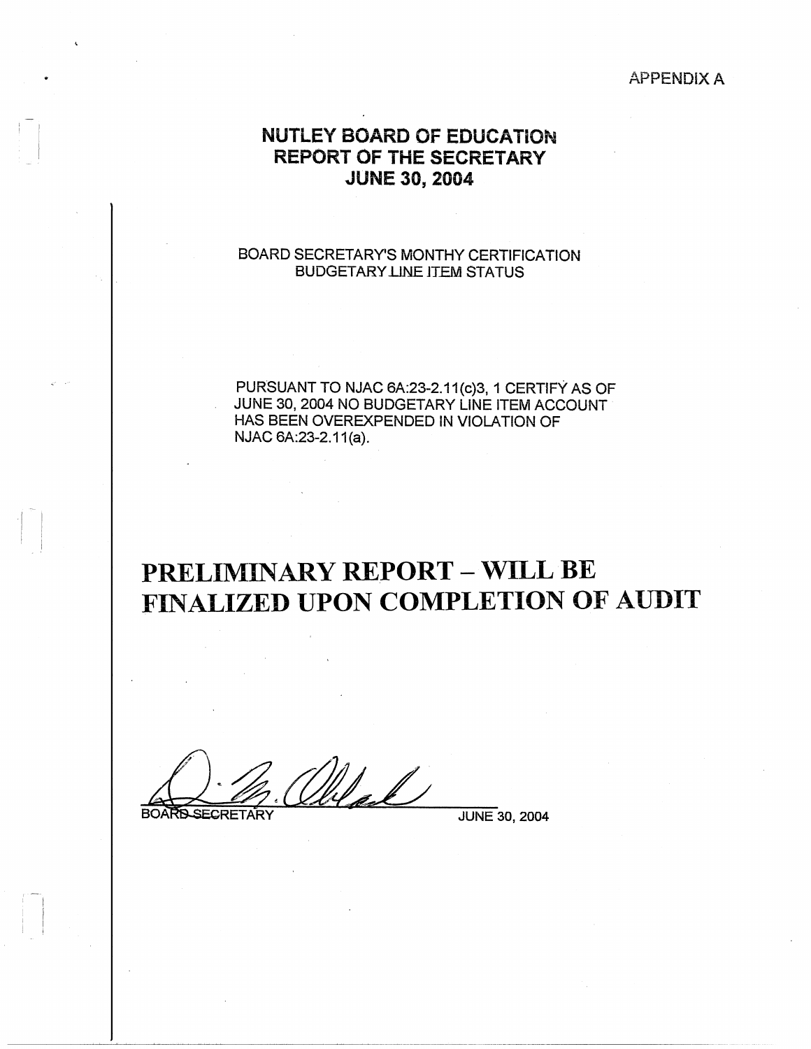APPENDIX A

# NUTLEY BOARD OF EDUCATION
# REPORT OF THE SECRETARY
# JUNE 30, 2004

BOARD SECRETARY'S MONTHY CERTIFICATION
BUDGETARY LINE ITEM STATUS

PURSUANT TO NJAC 6A:23-2.11(c)3, 1 CERTIFY AS OF JUNE 30, 2004 NO BUDGETARY LINE ITEM ACCOUNT HAS BEEN OVEREXPENDED IN VIOLATION OF NJAC 6A:23-2.11(a).

# PRELIMINARY REPORT – WILL BE FINALIZED UPON COMPLETION OF AUDIT

BOARD SECRETARY JUNE 30, 2004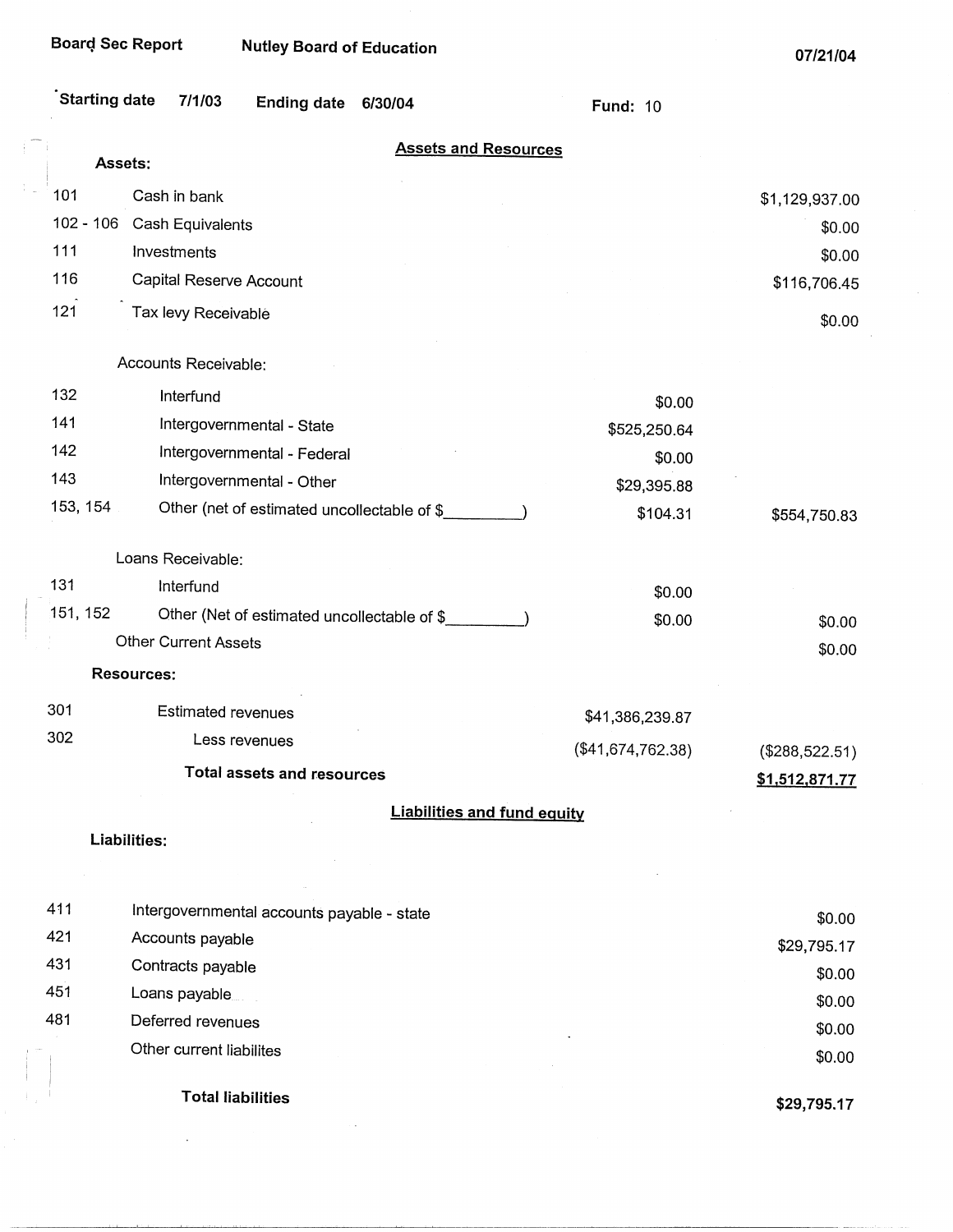Board Sec Report | Nutley Board of Education | 07/21/04

Starting date 7/1/03 Ending date 6/30/04 Fund: 10

## Assets and Resources

| | | | |
|---|---|---|---|
| **Assets:** | | | |
| 101 | Cash in bank | | $1,129,937.00 |
| 102 - 106 | Cash Equivalents | | $0.00 |
| 111 | Investments | | $0.00 |
| 116 | Capital Reserve Account | | $116,706.45 |
| 121 | Tax levy Receivable | | $0.00 |
| | Accounts Receivable: | | |
| 132 | Interfund | $0.00 | |
| 141 | Intergovernmental - State | $525,250.64 | |
| 142 | Intergovernmental - Federal | $0.00 | |
| 143 | Intergovernmental - Other | $29,395.88 | |
| 153, 154 | Other (net of estimated uncollectable of $_________) | $104.31 | $554,750.83 |
| | Loans Receivable: | | |
| 131 | Interfund | $0.00 | |
| 151, 152 | Other (Net of estimated uncollectable of $_________) | $0.00 | $0.00 |
| | Other Current Assets | | $0.00 |
| **Resources:** | | | |
| 301 | Estimated revenues | $41,386,239.87 | |
| 302 | Less revenues | ($41,674,762.38) | ($288,522.51) |
| | **Total assets and resources** | | **$1,512,871.77** |

## Liabilities and fund equity

| | | |
|---|---|---|
| **Liabilities:** | | |
| 411 | Intergovernmental accounts payable - state | $0.00 |
| 421 | Accounts payable | $29,795.17 |
| 431 | Contracts payable | $0.00 |
| 451 | Loans payable | $0.00 |
| 481 | Deferred revenues | $0.00 |
| | Other current liabilites | $0.00 |
| | **Total liabilities** | **$29,795.17** |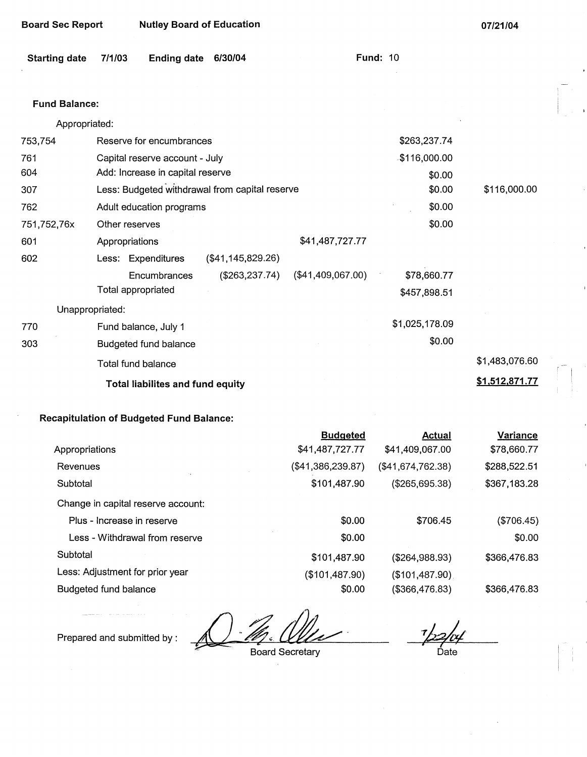Board Sec Report | Nutley Board of Education | 07/21/04

**Starting date** 7/1/03 **Ending date** 6/30/04 **Fund:** 10

**Fund Balance:**

| | | | | | |
|---|---|---|---|---|---|
| | Appropriated: | | | | |
| 753,754 | Reserve for encumbrances | | | $263,237.74 | |
| 761 | Capital reserve account - July | | | $116,000.00 | |
| 604 | Add: Increase in capital reserve | | | $0.00 | |
| 307 | Less: Budgeted withdrawal from capital reserve | | | $0.00 | $116,000.00 |
| 762 | Adult education programs | | | $0.00 | |
| 751,752,76x | Other reserves | | | $0.00 | |
| 601 | Appropriations | | $41,487,727.77 | | |
| 602 | Less: Expenditures | ($41,145,829.26) | | | |
| | Encumbrances | ($263,237.74) | ($41,409,067.00) | $78,660.77 | |
| | Total appropriated | | | $457,898.51 | |
| | Unappropriated: | | | | |
| 770 | Fund balance, July 1 | | | $1,025,178.09 | |
| 303 | Budgeted fund balance | | | $0.00 | |
| | Total fund balance | | | | $1,483,076.60 |
| | **Total liabilites and fund equity** | | | | **$1,512,871.77** |

**Recapitulation of Budgeted Fund Balance:**

| | Budgeted | Actual | Variance |
|---|---|---|---|
| Appropriations | $41,487,727.77 | $41,409,067.00 | $78,660.77 |
| Revenues | ($41,386,239.87) | ($41,674,762.38) | $288,522.51 |
| Subtotal | $101,487.90 | ($265,695.38) | $367,183.28 |
| Change in capital reserve account: | | | |
| Plus - Increase in reserve | $0.00 | $706.45 | ($706.45) |
| Less - Withdrawal from reserve | $0.00 | | $0.00 |
| Subtotal | $101,487.90 | ($264,988.93) | $366,476.83 |
| Less: Adjustment for prior year | ($101,487.90) | ($101,487.90) | |
| Budgeted fund balance | $0.00 | ($366,476.83) | $366,476.83 |

Prepared and submitted by : ______________________ Board Secretary     7/22/04 Date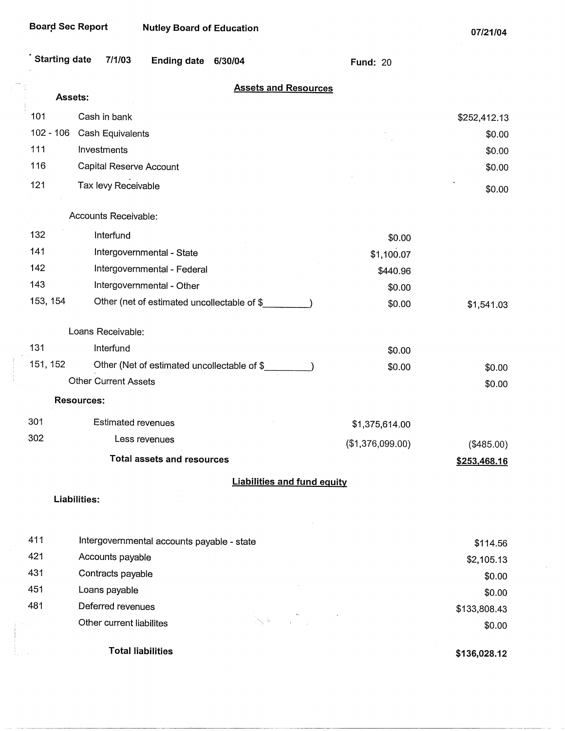Board Sec Report | Nutley Board of Education | 07/21/04

Starting date 7/1/03 Ending date 6/30/04 Fund: 20

## Assets and Resources

**Assets:**

| | | | |
|---|---|---|---|
| 101 | Cash in bank | | $252,412.13 |
| 102 - 106 | Cash Equivalents | | $0.00 |
| 111 | Investments | | $0.00 |
| 116 | Capital Reserve Account | | $0.00 |
| 121 | Tax levy Receivable | | $0.00 |
| | Accounts Receivable: | | |
| 132 | Interfund | $0.00 | |
| 141 | Intergovernmental - State | $1,100.07 | |
| 142 | Intergovernmental - Federal | $440.96 | |
| 143 | Intergovernmental - Other | $0.00 | |
| 153, 154 | Other (net of estimated uncollectable of $_________) | $0.00 | $1,541.03 |
| | Loans Receivable: | | |
| 131 | Interfund | $0.00 | |
| 151, 152 | Other (Net of estimated uncollectable of $_________) | $0.00 | $0.00 |
| | Other Current Assets | | $0.00 |
| | **Resources:** | | |
| 301 | Estimated revenues | $1,375,614.00 | |
| 302 | Less revenues | ($1,376,099.00) | ($485.00) |
| | **Total assets and resources** | | **$253,468.16** |

## Liabilities and fund equity

**Liabilities:**

| | | |
|---|---|---|
| 411 | Intergovernmental accounts payable - state | $114.56 |
| 421 | Accounts payable | $2,105.13 |
| 431 | Contracts payable | $0.00 |
| 451 | Loans payable | $0.00 |
| 481 | Deferred revenues | $133,808.43 |
| | Other current liabilites | $0.00 |
| | **Total liabilities** | **$136,028.12** |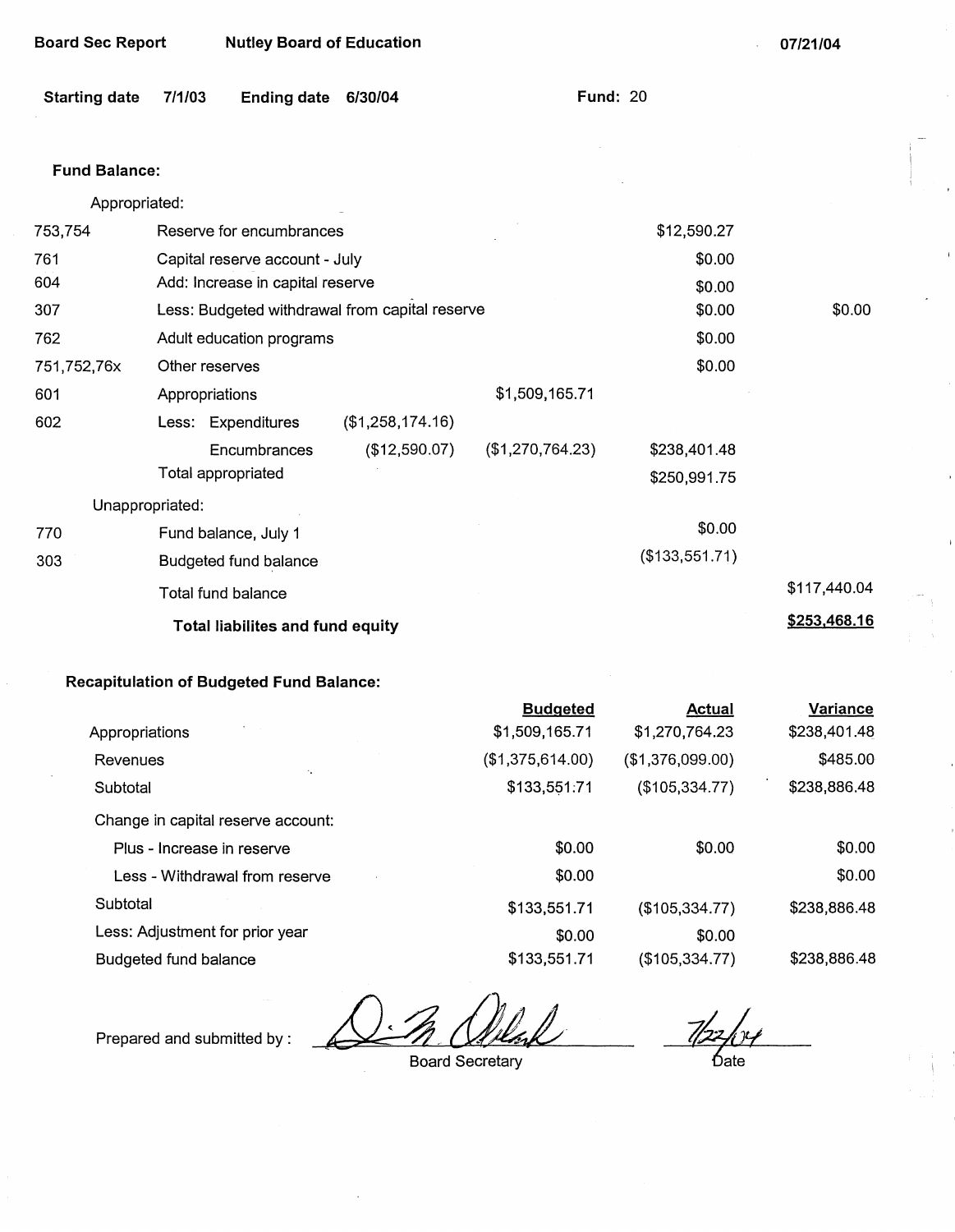Board Sec Report    Nutley Board of Education    07/21/04

Starting date 7/1/03    Ending date 6/30/04    Fund: 20

**Fund Balance:**

| | | | | | |
|---|---|---|---|---|---|
| | Appropriated: | | | | |
| 753,754 | Reserve for encumbrances | | | $12,590.27 | |
| 761 | Capital reserve account - July | | | $0.00 | |
| 604 | Add: Increase in capital reserve | | | $0.00 | |
| 307 | Less: Budgeted withdrawal from capital reserve | | | $0.00 | $0.00 |
| 762 | Adult education programs | | | $0.00 | |
| 751,752,76x | Other reserves | | | $0.00 | |
| 601 | Appropriations | | $1,509,165.71 | | |
| 602 | Less: Expenditures | ($1,258,174.16) | | | |
| | Encumbrances | ($12,590.07) | ($1,270,764.23) | $238,401.48 | |
| | Total appropriated | | | $250,991.75 | |
| | Unappropriated: | | | | |
| 770 | Fund balance, July 1 | | | $0.00 | |
| 303 | Budgeted fund balance | | | ($133,551.71) | |
| | Total fund balance | | | | $117,440.04 |
| | **Total liabilites and fund equity** | | | | **$253,468.16** |

**Recapitulation of Budgeted Fund Balance:**

| | Budgeted | Actual | Variance |
|---|---|---|---|
| Appropriations | $1,509,165.71 | $1,270,764.23 | $238,401.48 |
| Revenues | ($1,375,614.00) | ($1,376,099.00) | $485.00 |
| Subtotal | $133,551.71 | ($105,334.77) | $238,886.48 |
| Change in capital reserve account: | | | |
| Plus - Increase in reserve | $0.00 | $0.00 | $0.00 |
| Less - Withdrawal from reserve | $0.00 | | $0.00 |
| Subtotal | $133,551.71 | ($105,334.77) | $238,886.48 |
| Less: Adjustment for prior year | $0.00 | $0.00 | |
| Budgeted fund balance | $133,551.71 | ($105,334.77) | $238,886.48 |

Prepared and submitted by : ____________________ Board Secretary    7/22/04 Date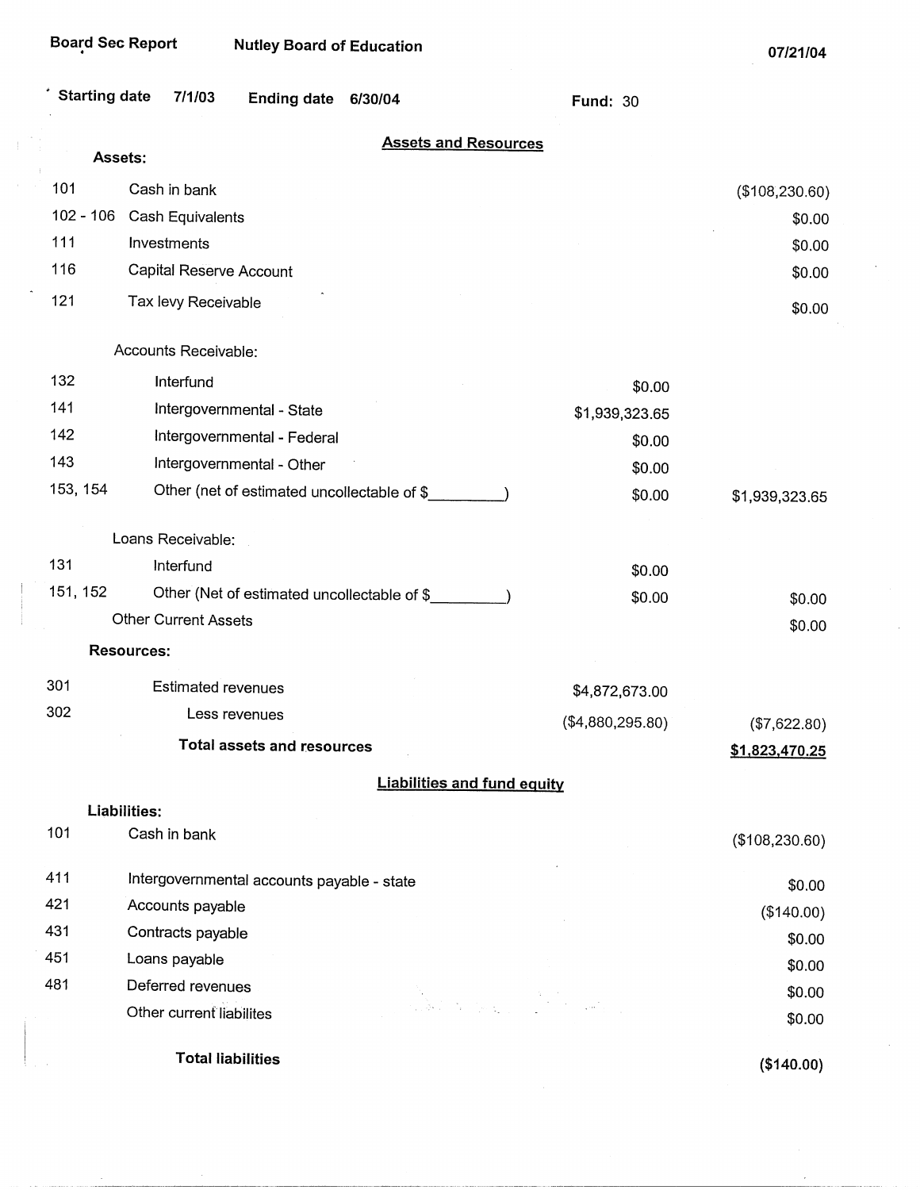Board Sec Report | Nutley Board of Education | 07/21/04

Starting date 7/1/03 | Ending date 6/30/04 | Fund: 30

## Assets and Resources

| | | | |
|---|---|---|---|
| **Assets:** | | | |
| 101 | Cash in bank | | ($108,230.60) |
| 102 - 106 | Cash Equivalents | | $0.00 |
| 111 | Investments | | $0.00 |
| 116 | Capital Reserve Account | | $0.00 |
| 121 | Tax levy Receivable | | $0.00 |
| | Accounts Receivable: | | |
| 132 | Interfund | $0.00 | |
| 141 | Intergovernmental - State | $1,939,323.65 | |
| 142 | Intergovernmental - Federal | $0.00 | |
| 143 | Intergovernmental - Other | $0.00 | |
| 153, 154 | Other (net of estimated uncollectable of $_________) | $0.00 | $1,939,323.65 |
| | Loans Receivable: | | |
| 131 | Interfund | $0.00 | |
| 151, 152 | Other (Net of estimated uncollectable of $_________) | $0.00 | $0.00 |
| | Other Current Assets | | $0.00 |
| **Resources:** | | | |
| 301 | Estimated revenues | $4,872,673.00 | |
| 302 | Less revenues | ($4,880,295.80) | ($7,622.80) |
| | **Total assets and resources** | | **$1,823,470.25** |

## Liabilities and fund equity

| | | |
|---|---|---|
| **Liabilities:** | | |
| 101 | Cash in bank | ($108,230.60) |
| 411 | Intergovernmental accounts payable - state | $0.00 |
| 421 | Accounts payable | ($140.00) |
| 431 | Contracts payable | $0.00 |
| 451 | Loans payable | $0.00 |
| 481 | Deferred revenues | $0.00 |
| | Other current liabilites | $0.00 |
| | **Total liabilities** | **($140.00)** |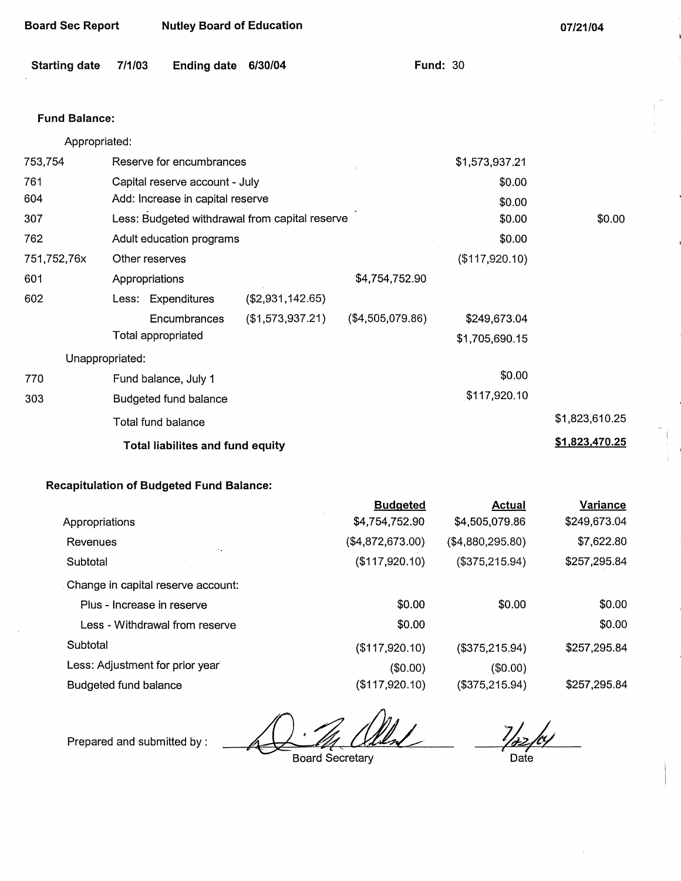Board Sec Report    Nutley Board of Education    07/21/04

Starting date 7/1/03    Ending date 6/30/04    Fund: 30

**Fund Balance:**

| | | | | | |
|---|---|---|---|---|---|
| | Appropriated: | | | | |
| 753,754 | Reserve for encumbrances | | | $1,573,937.21 | |
| 761 | Capital reserve account - July | | | $0.00 | |
| 604 | Add: Increase in capital reserve | | | $0.00 | |
| 307 | Less: Budgeted withdrawal from capital reserve | | | $0.00 | $0.00 |
| 762 | Adult education programs | | | $0.00 | |
| 751,752,76x | Other reserves | | | ($117,920.10) | |
| 601 | Appropriations | | $4,754,752.90 | | |
| 602 | Less: Expenditures | ($2,931,142.65) | | | |
| | Encumbrances | ($1,573,937.21) | ($4,505,079.86) | $249,673.04 | |
| | Total appropriated | | | $1,705,690.15 | |
| | Unappropriated: | | | | |
| 770 | Fund balance, July 1 | | | $0.00 | |
| 303 | Budgeted fund balance | | | $117,920.10 | |
| | Total fund balance | | | | $1,823,610.25 |
| | **Total liabilites and fund equity** | | | | **$1,823,470.25** |

**Recapitulation of Budgeted Fund Balance:**

| | Budgeted | Actual | Variance |
|---|---|---|---|
| Appropriations | $4,754,752.90 | $4,505,079.86 | $249,673.04 |
| Revenues | ($4,872,673.00) | ($4,880,295.80) | $7,622.80 |
| Subtotal | ($117,920.10) | ($375,215.94) | $257,295.84 |
| Change in capital reserve account: | | | |
| Plus - Increase in reserve | $0.00 | $0.00 | $0.00 |
| Less - Withdrawal from reserve | $0.00 | | $0.00 |
| Subtotal | ($117,920.10) | ($375,215.94) | $257,295.84 |
| Less: Adjustment for prior year | ($0.00) | ($0.00) | |
| Budgeted fund balance | ($117,920.10) | ($375,215.94) | $257,295.84 |

Prepared and submitted by : ______________________ Board Secretary    7/22/04 Date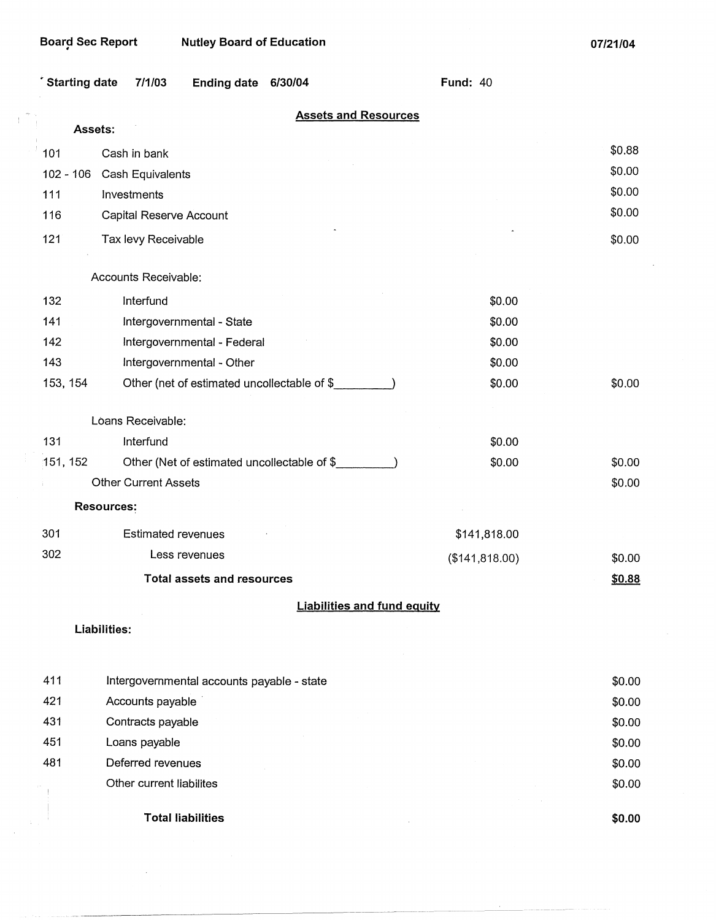Board Sec Report Nutley Board of Education 07/21/04

Starting date 7/1/03 Ending date 6/30/04 Fund: 40

## Assets and Resources

**Assets:**

| | | | |
|---|---|---|---|
| 101 | Cash in bank | | $0.88 |
| 102 - 106 | Cash Equivalents | | $0.00 |
| 111 | Investments | | $0.00 |
| 116 | Capital Reserve Account | | $0.00 |
| 121 | Tax levy Receivable | | $0.00 |
| | Accounts Receivable: | | |
| 132 | Interfund | $0.00 | |
| 141 | Intergovernmental - State | $0.00 | |
| 142 | Intergovernmental - Federal | $0.00 | |
| 143 | Intergovernmental - Other | $0.00 | |
| 153, 154 | Other (net of estimated uncollectable of $_________) | $0.00 | $0.00 |
| | Loans Receivable: | | |
| 131 | Interfund | $0.00 | |
| 151, 152 | Other (Net of estimated uncollectable of $_________) | $0.00 | $0.00 |
| | Other Current Assets | | $0.00 |

**Resources:**

| | | | |
|---|---|---|---|
| 301 | Estimated revenues | $141,818.00 | |
| 302 | Less revenues | ($141,818.00) | $0.00 |
| | **Total assets and resources** | | **$0.88** |

## Liabilities and fund equity

**Liabilities:**

| | | |
|---|---|---|
| 411 | Intergovernmental accounts payable - state | $0.00 |
| 421 | Accounts payable | $0.00 |
| 431 | Contracts payable | $0.00 |
| 451 | Loans payable | $0.00 |
| 481 | Deferred revenues | $0.00 |
| | Other current liabilites | $0.00 |
| | **Total liabilities** | **$0.00** |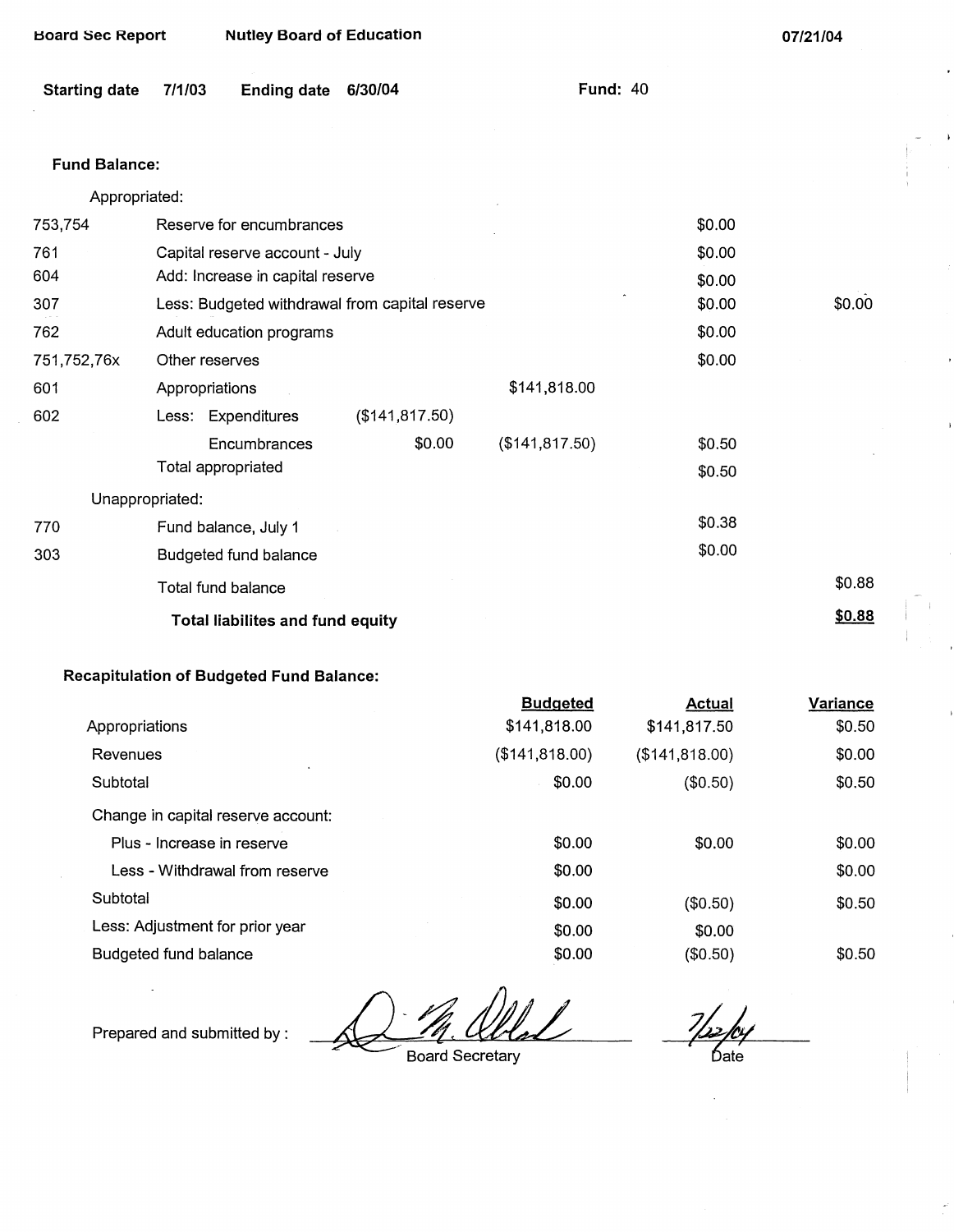Board Sec Report Nutley Board of Education 07/21/04

**Starting date** 7/1/03 **Ending date** 6/30/04 **Fund:** 40

**Fund Balance:**

| | | | | | |
|---|---|---|---|---|---|
| | Appropriated: | | | | |
| 753,754 | Reserve for encumbrances | | | $0.00 | |
| 761 | Capital reserve account - July | | | $0.00 | |
| 604 | Add: Increase in capital reserve | | | $0.00 | |
| 307 | Less: Budgeted withdrawal from capital reserve | | | $0.00 | $0.00 |
| 762 | Adult education programs | | | $0.00 | |
| 751,752,76x | Other reserves | | | $0.00 | |
| 601 | Appropriations | | $141,818.00 | | |
| 602 | Less: Expenditures | ($141,817.50) | | | |
| | Encumbrances | $0.00 | ($141,817.50) | $0.50 | |
| | Total appropriated | | | $0.50 | |
| | Unappropriated: | | | | |
| 770 | Fund balance, July 1 | | | $0.38 | |
| 303 | Budgeted fund balance | | | $0.00 | |
| | Total fund balance | | | | $0.88 |
| | **Total liabilites and fund equity** | | | | **$0.88** |

**Recapitulation of Budgeted Fund Balance:**

| | Budgeted | Actual | Variance |
|---|---|---|---|
| Appropriations | $141,818.00 | $141,817.50 | $0.50 |
| Revenues | ($141,818.00) | ($141,818.00) | $0.00 |
| Subtotal | $0.00 | ($0.50) | $0.50 |
| Change in capital reserve account: | | | |
| Plus - Increase in reserve | $0.00 | $0.00 | $0.00 |
| Less - Withdrawal from reserve | $0.00 | | $0.00 |
| Subtotal | $0.00 | ($0.50) | $0.50 |
| Less: Adjustment for prior year | $0.00 | $0.00 | |
| Budgeted fund balance | $0.00 | ($0.50) | $0.50 |

Prepared and submitted by : Board Secretary 7/22/04 Date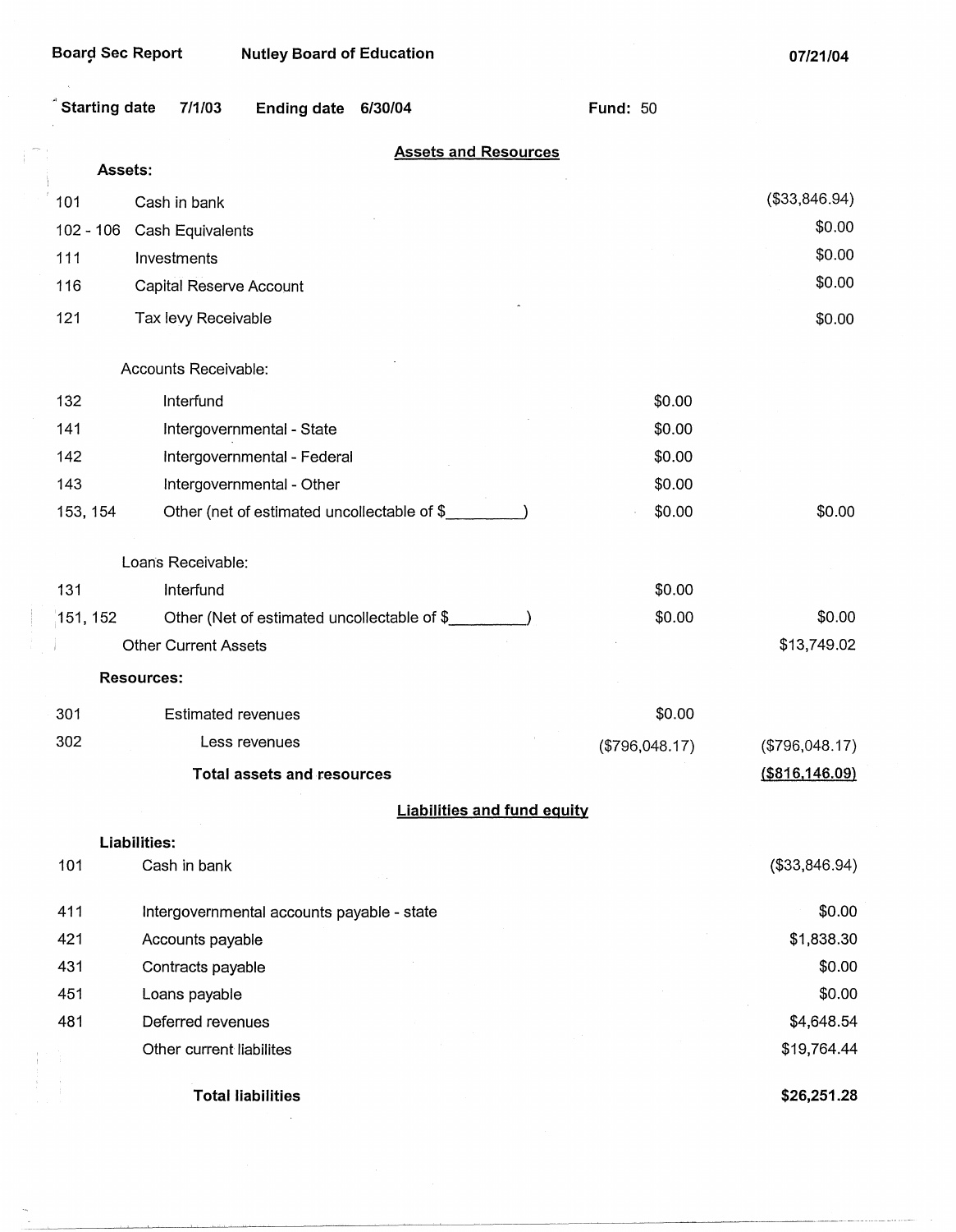Board Sec Report Nutley Board of Education 07/21/04

Starting date 7/1/03 Ending date 6/30/04 Fund: 50

## Assets and Resources

**Assets:**

| | | | |
|---|---|---|---|
| 101 | Cash in bank | | ($33,846.94) |
| 102 - 106 | Cash Equivalents | | $0.00 |
| 111 | Investments | | $0.00 |
| 116 | Capital Reserve Account | | $0.00 |
| 121 | Tax levy Receivable | | $0.00 |
| | Accounts Receivable: | | |
| 132 | Interfund | $0.00 | |
| 141 | Intergovernmental - State | $0.00 | |
| 142 | Intergovernmental - Federal | $0.00 | |
| 143 | Intergovernmental - Other | $0.00 | |
| 153, 154 | Other (net of estimated uncollectable of $_________) | $0.00 | $0.00 |
| | Loans Receivable: | | |
| 131 | Interfund | $0.00 | |
| 151, 152 | Other (Net of estimated uncollectable of $_________) | $0.00 | $0.00 |
| | Other Current Assets | | $13,749.02 |
| | **Resources:** | | |
| 301 | Estimated revenues | $0.00 | |
| 302 | Less revenues | ($796,048.17) | ($796,048.17) |
| | **Total assets and resources** | | **($816,146.09)** |

## Liabilities and fund equity

**Liabilities:**

| | | |
|---|---|---|
| 101 | Cash in bank | ($33,846.94) |
| 411 | Intergovernmental accounts payable - state | $0.00 |
| 421 | Accounts payable | $1,838.30 |
| 431 | Contracts payable | $0.00 |
| 451 | Loans payable | $0.00 |
| 481 | Deferred revenues | $4,648.54 |
| | Other current liabilites | $19,764.44 |
| | **Total liabilities** | **$26,251.28** |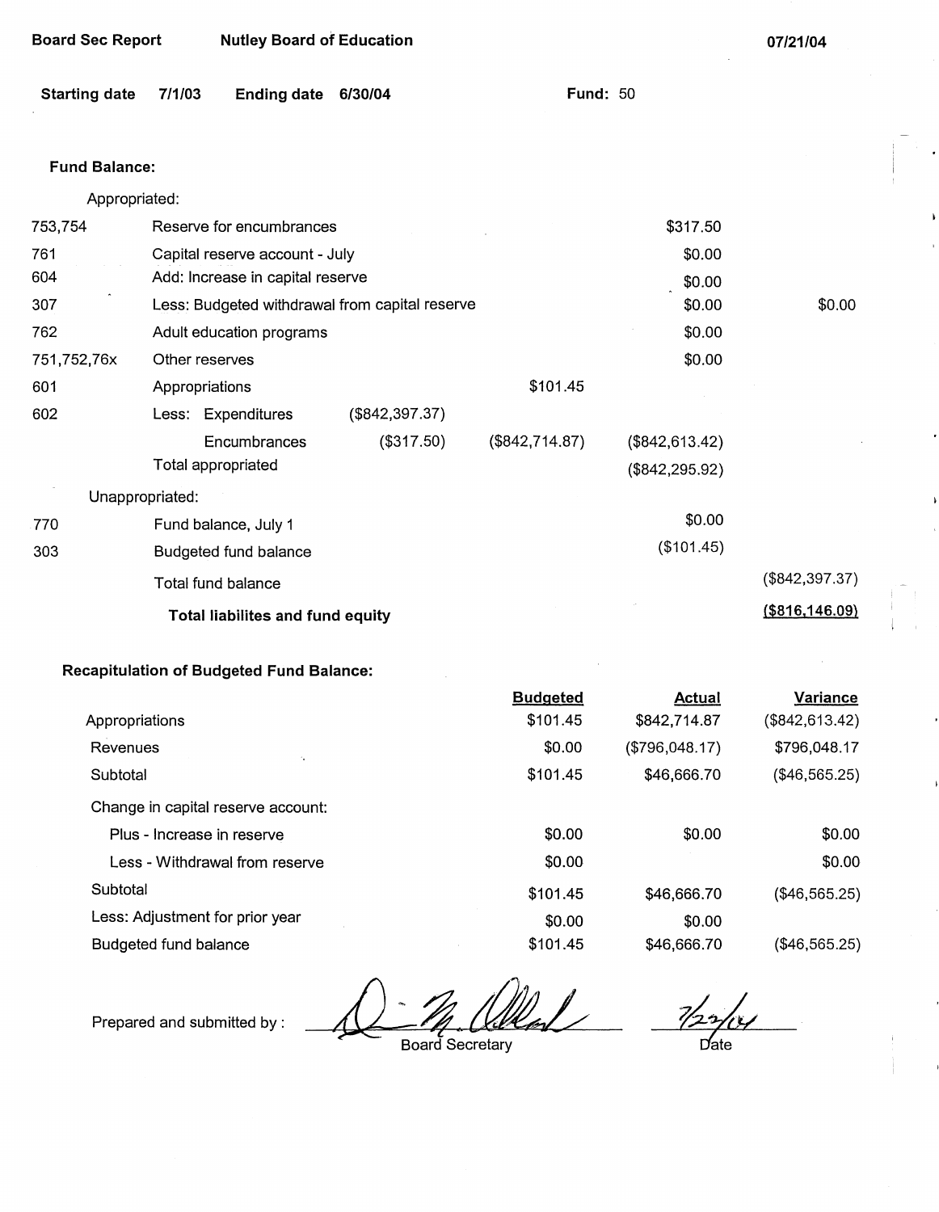Board Sec Report | Nutley Board of Education | 07/21/04

**Starting date** 7/1/03 **Ending date** 6/30/04 **Fund:** 50

**Fund Balance:**

| | | | | | |
|---|---|---|---|---|---|
| | Appropriated: | | | | |
| 753,754 | Reserve for encumbrances | | | $317.50 | |
| 761 | Capital reserve account - July | | | $0.00 | |
| 604 | Add: Increase in capital reserve | | | $0.00 | |
| 307 | Less: Budgeted withdrawal from capital reserve | | | $0.00 | $0.00 |
| 762 | Adult education programs | | | $0.00 | |
| 751,752,76x | Other reserves | | | $0.00 | |
| 601 | Appropriations | | $101.45 | | |
| 602 | Less: Expenditures | ($842,397.37) | | | |
| | Encumbrances | ($317.50) | ($842,714.87) | ($842,613.42) | |
| | Total appropriated | | | ($842,295.92) | |
| | Unappropriated: | | | | |
| 770 | Fund balance, July 1 | | | $0.00 | |
| 303 | Budgeted fund balance | | | ($101.45) | |
| | Total fund balance | | | | ($842,397.37) |
| | **Total liabilites and fund equity** | | | | **($816,146.09)** |

**Recapitulation of Budgeted Fund Balance:**

| | Budgeted | Actual | Variance |
|---|---|---|---|
| Appropriations | $101.45 | $842,714.87 | ($842,613.42) |
| Revenues | $0.00 | ($796,048.17) | $796,048.17 |
| Subtotal | $101.45 | $46,666.70 | ($46,565.25) |
| Change in capital reserve account: | | | |
| Plus - Increase in reserve | $0.00 | $0.00 | $0.00 |
| Less - Withdrawal from reserve | $0.00 | | $0.00 |
| Subtotal | $101.45 | $46,666.70 | ($46,565.25) |
| Less: Adjustment for prior year | $0.00 | $0.00 | |
| Budgeted fund balance | $101.45 | $46,666.70 | ($46,565.25) |

Prepared and submitted by : ______________________ Board Secretary 7/22/04 Date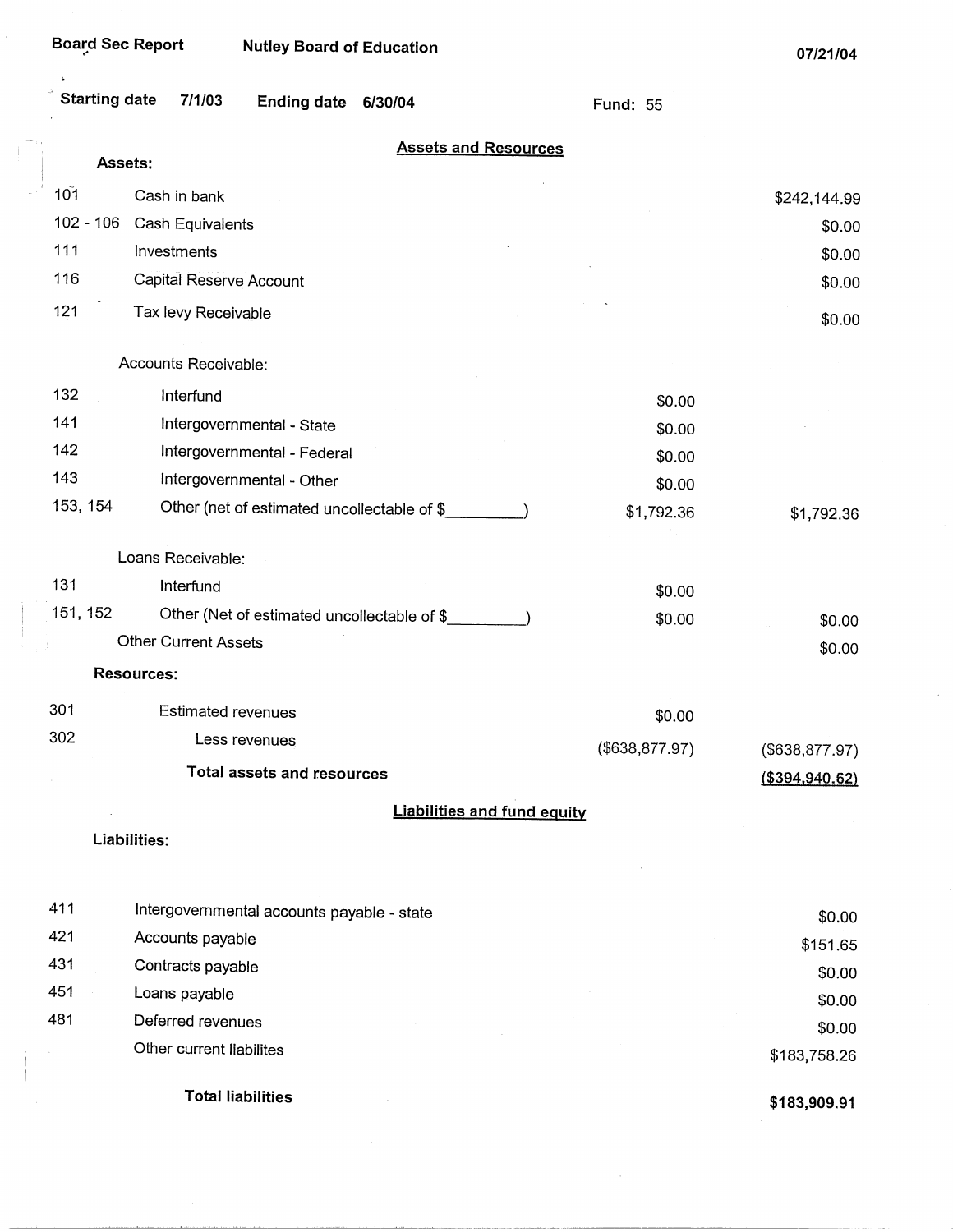Board Sec Report — Nutley Board of Education — 07/21/04

Starting date 7/1/03 — Ending date 6/30/04 — Fund: 55

## Assets and Resources

| | | | |
|---|---|---|---|
| **Assets:** | | | |
| 101 | Cash in bank | | $242,144.99 |
| 102 - 106 | Cash Equivalents | | $0.00 |
| 111 | Investments | | $0.00 |
| 116 | Capital Reserve Account | | $0.00 |
| 121 | Tax levy Receivable | | $0.00 |
| | Accounts Receivable: | | |
| 132 | Interfund | $0.00 | |
| 141 | Intergovernmental - State | $0.00 | |
| 142 | Intergovernmental - Federal | $0.00 | |
| 143 | Intergovernmental - Other | $0.00 | |
| 153, 154 | Other (net of estimated uncollectable of $_________) | $1,792.36 | $1,792.36 |
| | Loans Receivable: | | |
| 131 | Interfund | $0.00 | |
| 151, 152 | Other (Net of estimated uncollectable of $_________) | $0.00 | $0.00 |
| | Other Current Assets | | $0.00 |
| **Resources:** | | | |
| 301 | Estimated revenues | $0.00 | |
| 302 | Less revenues | ($638,877.97) | ($638,877.97) |
| | **Total assets and resources** | | ($394,940.62) |

## Liabilities and fund equity

| | | |
|---|---|---|
| **Liabilities:** | | |
| 411 | Intergovernmental accounts payable - state | $0.00 |
| 421 | Accounts payable | $151.65 |
| 431 | Contracts payable | $0.00 |
| 451 | Loans payable | $0.00 |
| 481 | Deferred revenues | $0.00 |
| | Other current liabilites | $183,758.26 |
| | **Total liabilities** | **$183,909.91** |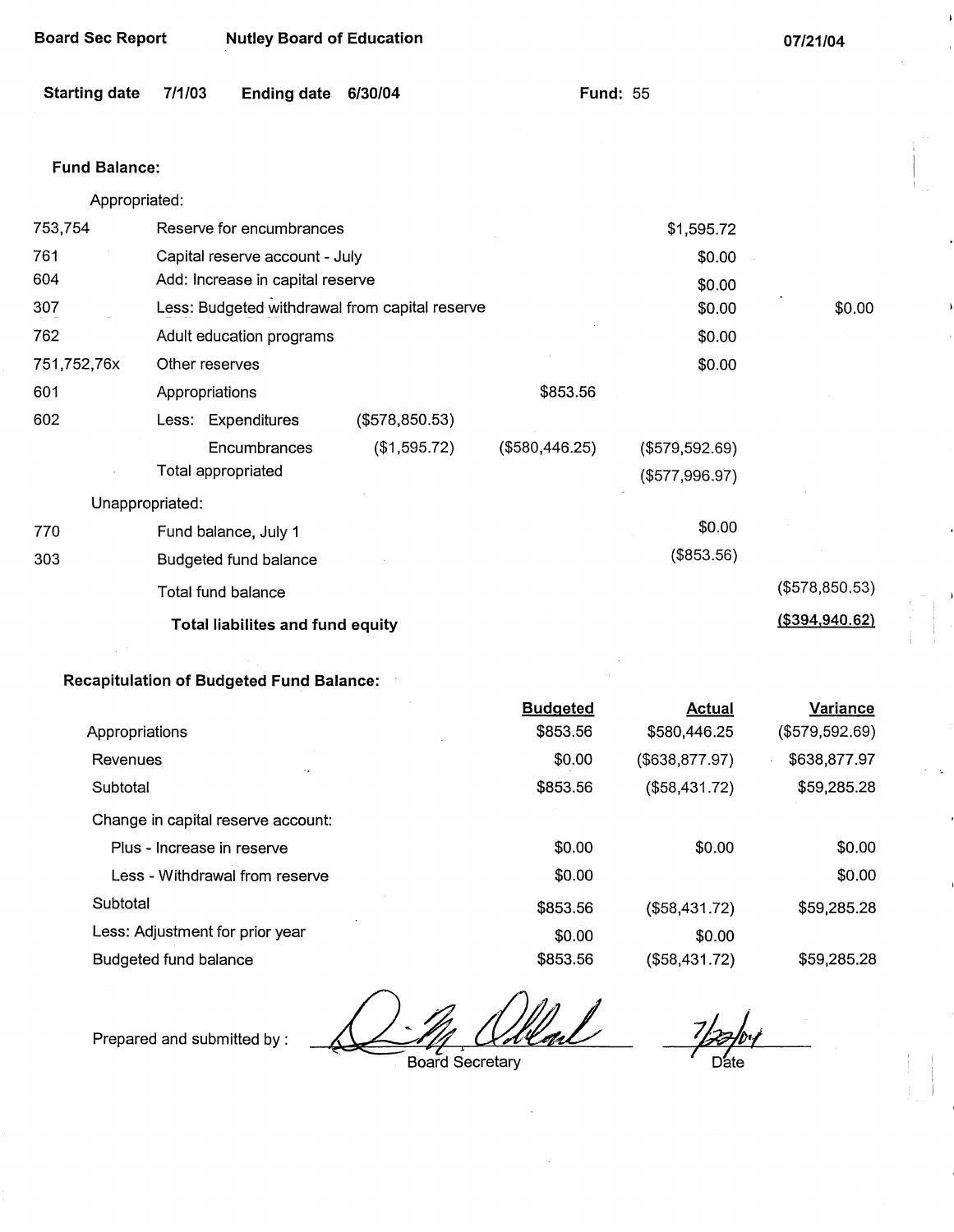Board Sec Report | Nutley Board of Education | 07/21/04

**Starting date** 7/1/03 **Ending date** 6/30/04 **Fund:** 55

**Fund Balance:**

| | | | | | |
|---|---|---|---|---|---|
| | Appropriated: | | | | |
| 753,754 | Reserve for encumbrances | | | $1,595.72 | |
| 761 | Capital reserve account - July | | | $0.00 | |
| 604 | Add: Increase in capital reserve | | | $0.00 | |
| 307 | Less: Budgeted withdrawal from capital reserve | | | $0.00 | $0.00 |
| 762 | Adult education programs | | | $0.00 | |
| 751,752,76x | Other reserves | | | $0.00 | |
| 601 | Appropriations | | $853.56 | | |
| 602 | Less: Expenditures | ($578,850.53) | | | |
| | Encumbrances | ($1,595.72) | ($580,446.25) | ($579,592.69) | |
| | Total appropriated | | | ($577,996.97) | |
| | Unappropriated: | | | | |
| 770 | Fund balance, July 1 | | | $0.00 | |
| 303 | Budgeted fund balance | | | ($853.56) | |
| | Total fund balance | | | | ($578,850.53) |
| | **Total liabilites and fund equity** | | | | **($394,940.62)** |

**Recapitulation of Budgeted Fund Balance:**

| | Budgeted | Actual | Variance |
|---|---|---|---|
| Appropriations | $853.56 | $580,446.25 | ($579,592.69) |
| Revenues | $0.00 | ($638,877.97) | $638,877.97 |
| Subtotal | $853.56 | ($58,431.72) | $59,285.28 |
| Change in capital reserve account: | | | |
| Plus - Increase in reserve | $0.00 | $0.00 | $0.00 |
| Less - Withdrawal from reserve | $0.00 | | $0.00 |
| Subtotal | $853.56 | ($58,431.72) | $59,285.28 |
| Less: Adjustment for prior year | $0.00 | $0.00 | |
| Budgeted fund balance | $853.56 | ($58,431.72) | $59,285.28 |

Prepared and submitted by : ____________________ Board Secretary    7/22/04 Date